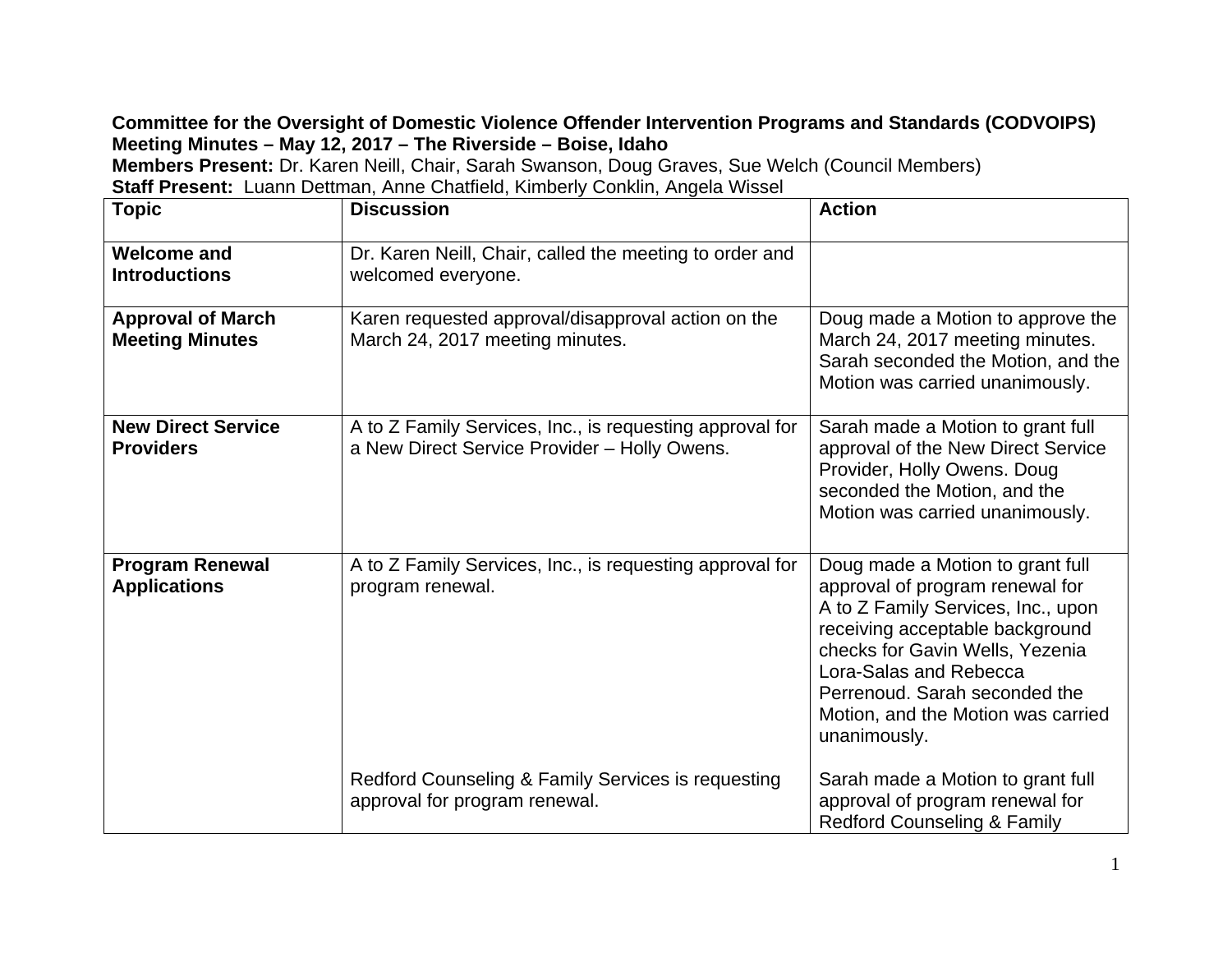**Committee for the Oversight of Domestic Violence Offender Intervention Programs and Standards (CODVOIPS)**
**Meeting Minutes – May 12, 2017 – The Riverside – Boise, Idaho**
**Members Present:** Dr. Karen Neill, Chair, Sarah Swanson, Doug Graves, Sue Welch (Council Members)
**Staff Present:** Luann Dettman, Anne Chatfield, Kimberly Conklin, Angela Wissel

| Topic | Discussion | Action |
|---|---|---|
| **Welcome and Introductions** | Dr. Karen Neill, Chair, called the meeting to order and welcomed everyone. | |
| **Approval of March Meeting Minutes** | Karen requested approval/disapproval action on the March 24, 2017 meeting minutes. | Doug made a Motion to approve the March 24, 2017 meeting minutes. Sarah seconded the Motion, and the Motion was carried unanimously. |
| **New Direct Service Providers** | A to Z Family Services, Inc., is requesting approval for a New Direct Service Provider – Holly Owens. | Sarah made a Motion to grant full approval of the New Direct Service Provider, Holly Owens. Doug seconded the Motion, and the Motion was carried unanimously. |
| **Program Renewal Applications** | A to Z Family Services, Inc., is requesting approval for program renewal. | Doug made a Motion to grant full approval of program renewal for A to Z Family Services, Inc., upon receiving acceptable background checks for Gavin Wells, Yezenia Lora-Salas and Rebecca Perrenoud. Sarah seconded the Motion, and the Motion was carried unanimously. |
| | Redford Counseling & Family Services is requesting approval for program renewal. | Sarah made a Motion to grant full approval of program renewal for Redford Counseling & Family |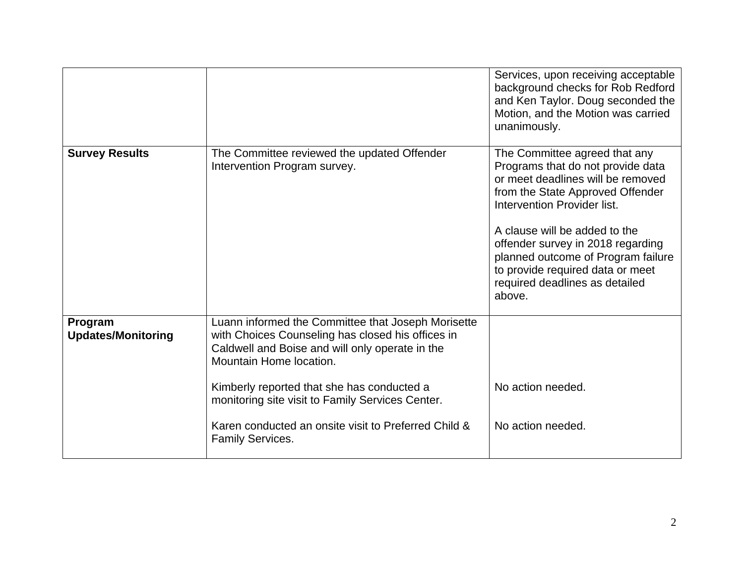| | | |
|---|---|---|
| | | Services, upon receiving acceptable background checks for Rob Redford and Ken Taylor. Doug seconded the Motion, and the Motion was carried unanimously. |
| **Survey Results** | The Committee reviewed the updated Offender Intervention Program survey. | The Committee agreed that any Programs that do not provide data or meet deadlines will be removed from the State Approved Offender Intervention Provider list.<br><br>A clause will be added to the offender survey in 2018 regarding planned outcome of Program failure to provide required data or meet required deadlines as detailed above. |
| **Program Updates/Monitoring** | Luann informed the Committee that Joseph Morisette with Choices Counseling has closed his offices in Caldwell and Boise and will only operate in the Mountain Home location.<br><br>Kimberly reported that she has conducted a monitoring site visit to Family Services Center.<br><br>Karen conducted an onsite visit to Preferred Child & Family Services. | <br><br><br><br>No action needed.<br><br>No action needed. |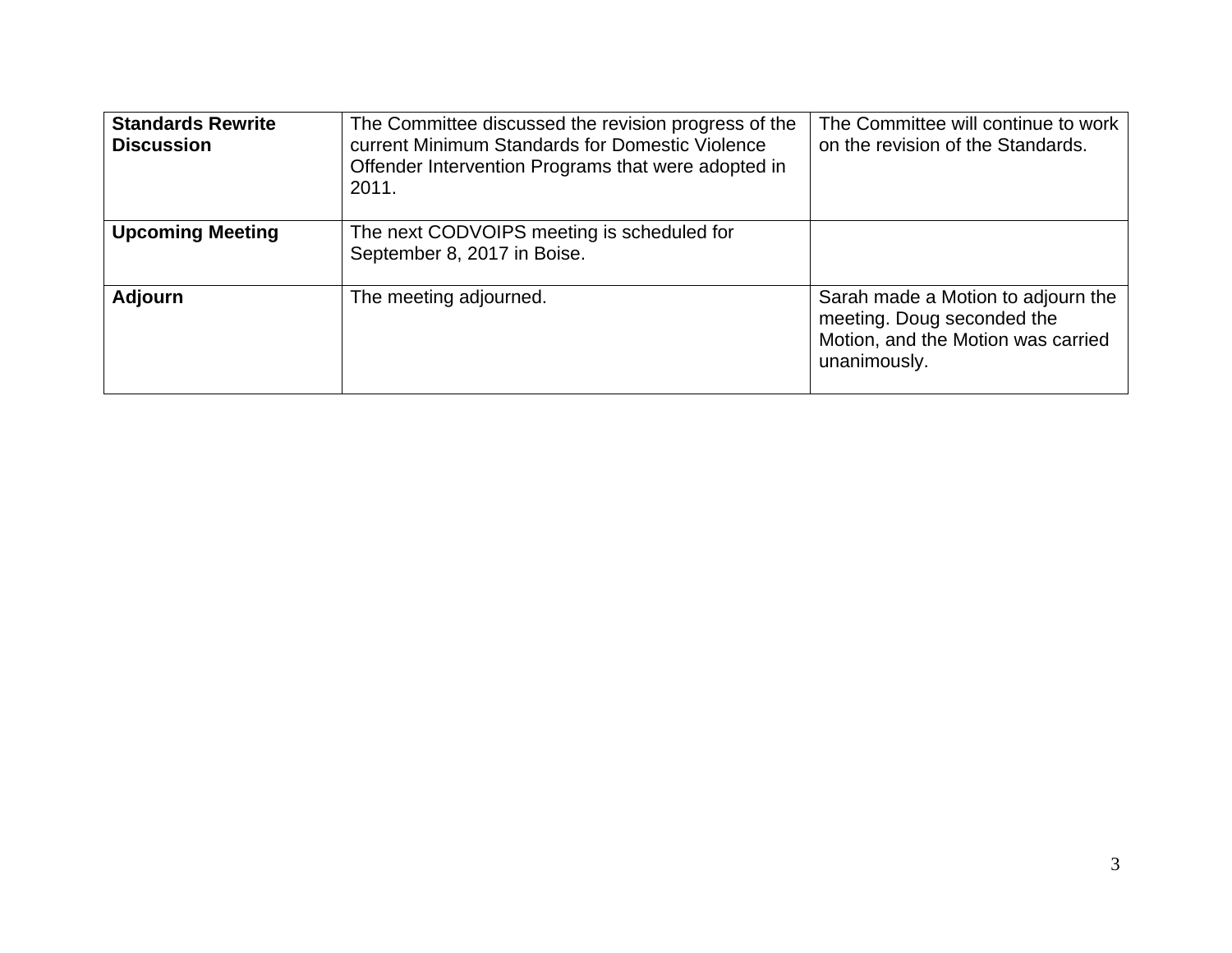| | | |
|---|---|---|
| **Standards Rewrite Discussion** | The Committee discussed the revision progress of the current Minimum Standards for Domestic Violence Offender Intervention Programs that were adopted in 2011. | The Committee will continue to work on the revision of the Standards. |
| **Upcoming Meeting** | The next CODVOIPS meeting is scheduled for September 8, 2017 in Boise. | |
| **Adjourn** | The meeting adjourned. | Sarah made a Motion to adjourn the meeting. Doug seconded the Motion, and the Motion was carried unanimously. |